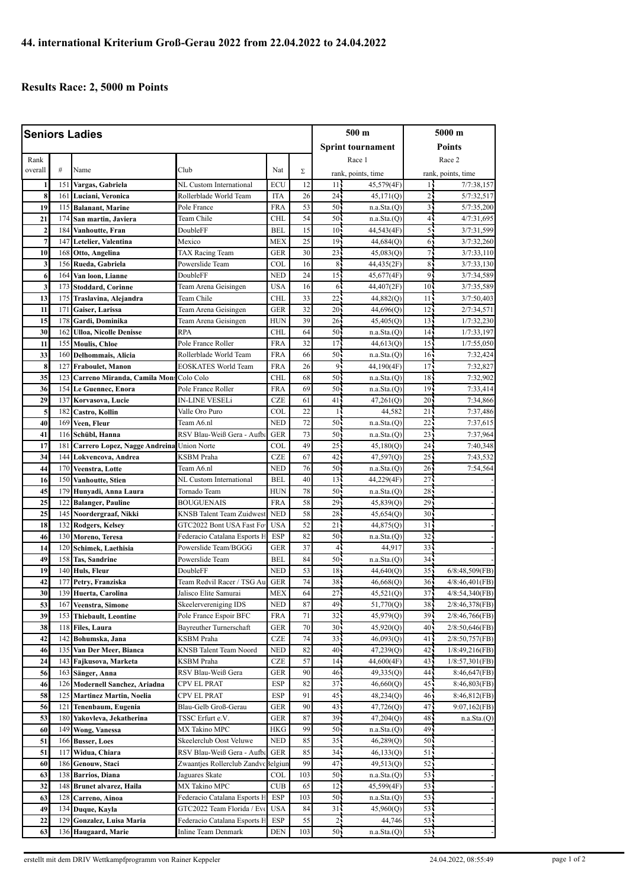## 44. international Kriterium Groß-Gerau 2022 from 22.04.2022 to 24.04.2022

## Results Race: 2, 5000 m Points

| Seniors Ladies | | | | | | 500 m Sprint tournament | | 5000 m Points | |
|---|---|---|---|---|---|---|---|---|---|
| Rank overall | # | Name | Club | Nat | Σ | Race 1 rank, points, time | | Race 2 rank, points, time | |
| 1 | 151 | **Vargas, Gabriela** | NL Custom International | ECU | 12 | 11 | 45,579(4F) | 1 | 7/7:38,157 |
| 8 | 161 | **Luciani, Veronica** | Rollerblade World Team | ITA | 26 | 24 | 45,171(Q) | 2 | 5/7:32,517 |
| 19 | 115 | **Balanant, Marine** | Pole France | FRA | 53 | 50 | n.a.Sta.(Q) | 3 | 5/7:35,200 |
| 21 | 174 | **San martin, Javiera** | Team Chile | CHL | 54 | 50 | n.a.Sta.(Q) | 4 | 4/7:31,695 |
| 2 | 184 | **Vanhoutte, Fran** | DoubleFF | BEL | 15 | 10 | 44,543(4F) | 5 | 3/7:31,599 |
| 7 | 147 | **Letelier, Valentina** | Mexico | MEX | 25 | 19 | 44,684(Q) | 6 | 3/7:32,260 |
| 10 | 168 | **Otto, Angelina** | TAX Racing Team | GER | 30 | 23 | 45,083(Q) | 7 | 3/7:33,110 |
| 3 | 156 | **Rueda, Gabriela** | Powerslide Team | COL | 16 | 8 | 44,435(2F) | 8 | 3/7:33,130 |
| 6 | 164 | **Van loon, Lianne** | DoubleFF | NED | 24 | 15 | 45,677(4F) | 9 | 3/7:34,589 |
| 3 | 173 | **Stoddard, Corinne** | Team Arena Geisingen | USA | 16 | 6 | 44,407(2F) | 10 | 3/7:35,589 |
| 13 | 175 | **Traslavina, Alejandra** | Team Chile | CHL | 33 | 22 | 44,882(Q) | 11 | 3/7:50,403 |
| 11 | 171 | **Gaiser, Larissa** | Team Arena Geisingen | GER | 32 | 20 | 44,696(Q) | 12 | 2/7:34,571 |
| 15 | 178 | **Gardi, Dominika** | Team Arena Geisingen | HUN | 39 | 26 | 45,405(Q) | 13 | 1/7:32,230 |
| 30 | 162 | **Ulloa, Nicolle Denisse** | RPA | CHL | 64 | 50 | n.a.Sta.(Q) | 14 | 1/7:33,197 |
| 11 | 155 | **Moulis, Chloe** | Pole France Roller | FRA | 32 | 17 | 44,613(Q) | 15 | 1/7:55,050 |
| 33 | 160 | **Delhommais, Alicia** | Rollerblade World Team | FRA | 66 | 50 | n.a.Sta.(Q) | 16 | 7:32,424 |
| 8 | 127 | **Fraboulet, Manon** | EOSKATES World Team | FRA | 26 | 9 | 44,190(4F) | 17 | 7:32,827 |
| 35 | 123 | **Carreno Miranda, Camila Mons** | Colo Colo | CHL | 68 | 50 | n.a.Sta.(Q) | 18 | 7:32,902 |
| 36 | 154 | **Le Guennec, Enora** | Pole France Roller | FRA | 69 | 50 | n.a.Sta.(Q) | 19 | 7:33,414 |
| 29 | 137 | **Korvasova, Lucie** | IN-LINE VESELi | CZE | 61 | 41 | 47,261(Q) | 20 | 7:34,866 |
| 5 | 182 | **Castro, Kollin** | Valle Oro Puro | COL | 22 | 1 | 44,582 | 21 | 7:37,486 |
| 40 | 169 | **Veen, Fleur** | Team A6.nl | NED | 72 | 50 | n.a.Sta.(Q) | 22 | 7:37,615 |
| 41 | 116 | **Schübl, Hanna** | RSV Blau-Weiß Gera - Aufba | GER | 73 | 50 | n.a.Sta.(Q) | 23 | 7:37,964 |
| 17 | 181 | **Carrero Lopez, Nagge Andreina** | Union Norte | COL | 49 | 25 | 45,180(Q) | 24 | 7:40,348 |
| 34 | 144 | **Lokvencova, Andrea** | KSBM Praha | CZE | 67 | 42 | 47,597(Q) | 25 | 7:43,532 |
| 44 | 170 | **Veenstra, Lotte** | Team A6.nl | NED | 76 | 50 | n.a.Sta.(Q) | 26 | 7:54,564 |
| 16 | 150 | **Vanhoutte, Stien** | NL Custom International | BEL | 40 | 13 | 44,229(4F) | 27 | - |
| 45 | 179 | **Hunyadi, Anna Laura** | Tornado Team | HUN | 78 | 50 | n.a.Sta.(Q) | 28 | - |
| 25 | 122 | **Balanger, Pauline** | BOUGUENAIS | FRA | 58 | 29 | 45,839(Q) | 29 | - |
| 25 | 145 | **Noordergraaf, Nikki** | KNSB Talent Team Zuidwest | NED | 58 | 28 | 45,654(Q) | 30 | - |
| 18 | 132 | **Rodgers, Kelsey** | GTC2022 Bont USA Fast Fo | USA | 52 | 21 | 44,875(Q) | 31 | - |
| 46 | 130 | **Moreno, Teresa** | Federacio Catalana Esports H | ESP | 82 | 50 | n.a.Sta.(Q) | 32 | - |
| 14 | 120 | **Schimek, Laethisia** | Powerslide Team/BGGG | GER | 37 | 4 | 44,917 | 33 | - |
| 49 | 158 | **Tas, Sandrine** | Powerslide Team | BEL | 84 | 50 | n.a.Sta.(Q) | 34 | - |
| 19 | 140 | **Huls, Fleur** | DoubleFF | NED | 53 | 18 | 44,640(Q) | 35 | 6/8:48,509(FB) |
| 42 | 177 | **Petry, Franziska** | Team Redvil Racer / TSG Au | GER | 74 | 38 | 46,668(Q) | 36 | 4/8:46,401(FB) |
| 30 | 139 | **Huerta, Carolina** | Jalisco Elite Samurai | MEX | 64 | 27 | 45,521(Q) | 37 | 4/8:54,340(FB) |
| 53 | 167 | **Veenstra, Simone** | Skeelervereniging IDS | NED | 87 | 49 | 51,770(Q) | 38 | 2/8:46,378(FB) |
| 39 | 153 | **Thiebault, Leontine** | Pole France Espoir BFC | FRA | 71 | 32 | 45,979(Q) | 39 | 2/8:46,766(FB) |
| 38 | 118 | **Files, Laura** | Bayreuther Turnerschaft | GER | 70 | 30 | 45,920(Q) | 40 | 2/8:50,646(FB) |
| 42 | 142 | **Bohumska, Jana** | KSBM Praha | CZE | 74 | 33 | 46,093(Q) | 41 | 2/8:50,757(FB) |
| 46 | 135 | **Van Der Meer, Bianca** | KNSB Talent Team Noord | NED | 82 | 40 | 47,239(Q) | 42 | 1/8:49,216(FB) |
| 24 | 143 | **Fajkusova, Marketa** | KSBM Praha | CZE | 57 | 14 | 44,600(4F) | 43 | 1/8:57,301(FB) |
| 56 | 163 | **Sänger, Anna** | RSV Blau-Weiß Gera | GER | 90 | 46 | 49,335(Q) | 44 | 8:46,647(FB) |
| 46 | 126 | **Modernell Sanchez, Ariadna** | CPV EL PRAT | ESP | 82 | 37 | 46,660(Q) | 45 | 8:46,803(FB) |
| 58 | 125 | **Martinez Martin, Noelia** | CPV EL PRAT | ESP | 91 | 45 | 48,234(Q) | 46 | 8:46,812(FB) |
| 56 | 121 | **Tenenbaum, Eugenia** | Blau-Gelb Groß-Gerau | GER | 90 | 43 | 47,726(Q) | 47 | 9:07,162(FB) |
| 53 | 180 | **Yakovleva, Jekatherina** | TSSC Erfurt e.V. | GER | 87 | 39 | 47,204(Q) | 48 | n.a.Sta.(Q) |
| 60 | 149 | **Wong, Vanessa** | MX Takino MPC | HKG | 99 | 50 | n.a.Sta.(Q) | 49 | - |
| 51 | 166 | **Busser, Loes** | Skeelerclub Oost Veluwe | NED | 85 | 35 | 46,289(Q) | 50 | - |
| 51 | 117 | **Widua, Chiara** | RSV Blau-Weiß Gera - Aufba | GER | 85 | 34 | 46,133(Q) | 51 | - |
| 60 | 186 | **Genouw, Staci** | Zwaantjes Rollerclub Zandvo | Belgium | 99 | 47 | 49,513(Q) | 52 | - |
| 63 | 138 | **Barrios, Diana** | Jaguares Skate | COL | 103 | 50 | n.a.Sta.(Q) | 53 | - |
| 32 | 148 | **Brunet alvarez, Haila** | MX Takino MPC | CUB | 65 | 12 | 45,599(4F) | 53 | - |
| 63 | 128 | **Carreno, Ainoa** | Federacio Catalana Esports H | ESP | 103 | 50 | n.a.Sta.(Q) | 53 | - |
| 49 | 134 | **Duque, Kayla** | GTC2022 Team Florida / Evo | USA | 84 | 31 | 45,960(Q) | 53 | - |
| 22 | 129 | **Gonzalez, Luisa Maria** | Federacio Catalana Esports H | ESP | 55 | 2 | 44,746 | 53 | - |
| 63 | 136 | **Haugaard, Marie** | Inline Team Denmark | DEN | 103 | 50 | n.a.Sta.(Q) | 53 | - |

erstellt mit dem DRIV Wettkampfprogramm von Rainer Keppeler 24.04.2022, 08:55:49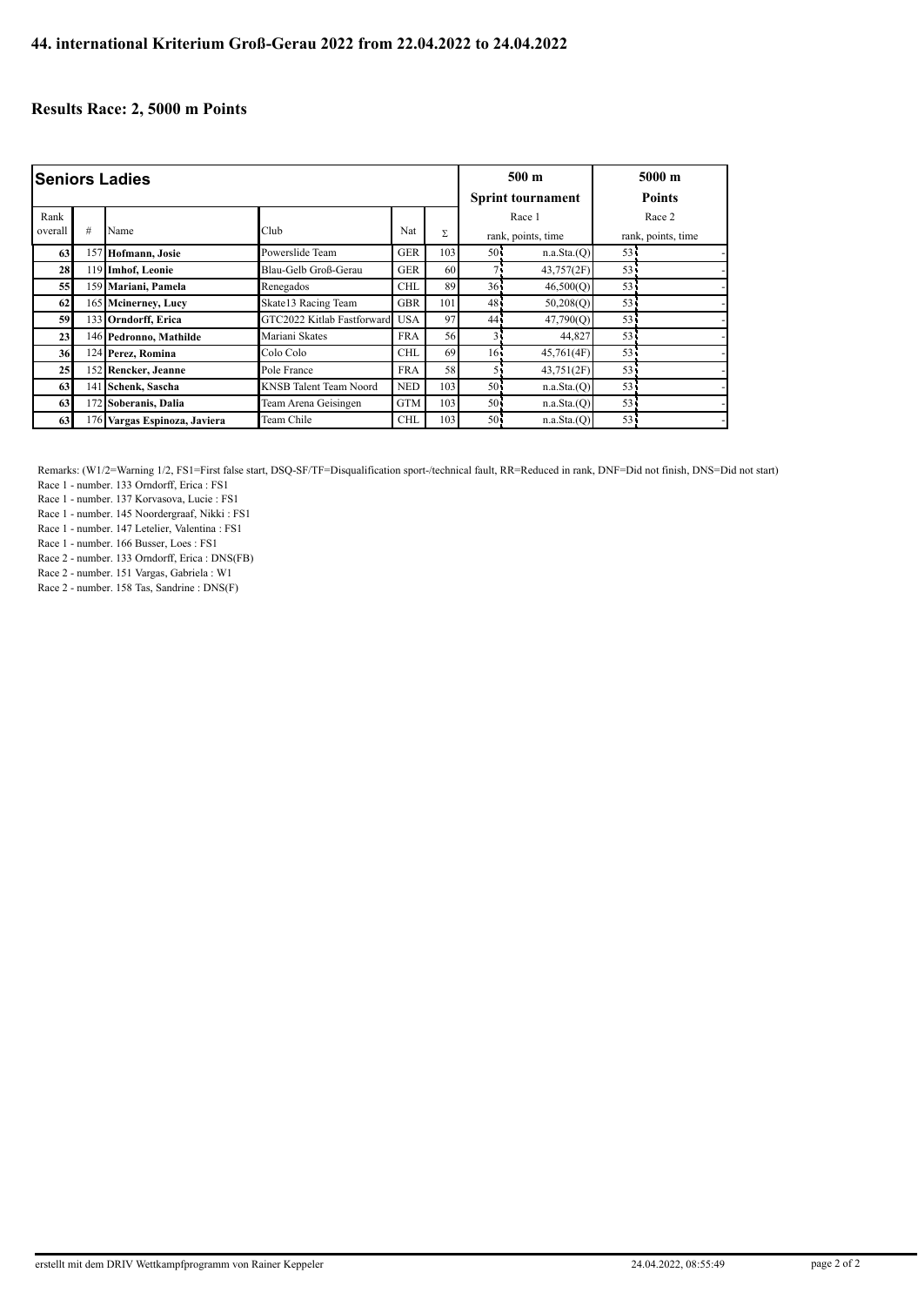## 44. international Kriterium Groß-Gerau 2022 from 22.04.2022 to 24.04.2022

### Results Race: 2, 5000 m Points

| Seniors Ladies | | | | | | 500 m Sprint tournament | | 5000 m Points | |
|---|---|---|---|---|---|---|---|---|---|
| Rank overall | # | Name | Club | Nat | Σ | Race 1 rank, points, time | | Race 2 rank, points, time | |
| 63 | 157 | **Hofmann, Josie** | Powerslide Team | GER | 103 | 50 | n.a.Sta.(Q) | 53 | - |
| 28 | 119 | **Imhof, Leonie** | Blau-Gelb Groß-Gerau | GER | 60 | 7 | 43,757(2F) | 53 | - |
| 55 | 159 | **Mariani, Pamela** | Renegados | CHL | 89 | 36 | 46,500(Q) | 53 | - |
| 62 | 165 | **Mcinerney, Lucy** | Skate13 Racing Team | GBR | 101 | 48 | 50,208(Q) | 53 | - |
| 59 | 133 | **Orndorff, Erica** | GTC2022 Kitlab Fastforward | USA | 97 | 44 | 47,790(Q) | 53 | - |
| 23 | 146 | **Pedronno, Mathilde** | Mariani Skates | FRA | 56 | 3 | 44,827 | 53 | - |
| 36 | 124 | **Perez, Romina** | Colo Colo | CHL | 69 | 16 | 45,761(4F) | 53 | - |
| 25 | 152 | **Rencker, Jeanne** | Pole France | FRA | 58 | 5 | 43,751(2F) | 53 | - |
| 63 | 141 | **Schenk, Sascha** | KNSB Talent Team Noord | NED | 103 | 50 | n.a.Sta.(Q) | 53 | - |
| 63 | 172 | **Soberanis, Dalia** | Team Arena Geisingen | GTM | 103 | 50 | n.a.Sta.(Q) | 53 | - |
| 63 | 176 | **Vargas Espinoza, Javiera** | Team Chile | CHL | 103 | 50 | n.a.Sta.(Q) | 53 | - |

Remarks: (W1/2=Warning 1/2, FS1=First false start, DSQ-SF/TF=Disqualification sport-/technical fault, RR=Reduced in rank, DNF=Did not finish, DNS=Did not start)

Race 1 - number. 133 Orndorff, Erica : FS1

Race 1 - number. 137 Korvasova, Lucie : FS1

Race 1 - number. 145 Noordergraaf, Nikki : FS1

Race 1 - number. 147 Letelier, Valentina : FS1

Race 1 - number. 166 Busser, Loes : FS1

Race 2 - number. 133 Orndorff, Erica : DNS(FB)

Race 2 - number. 151 Vargas, Gabriela : W1

Race 2 - number. 158 Tas, Sandrine : DNS(F)

erstellt mit dem DRIV Wettkampfprogramm von Rainer Keppeler 24.04.2022, 08:55:49